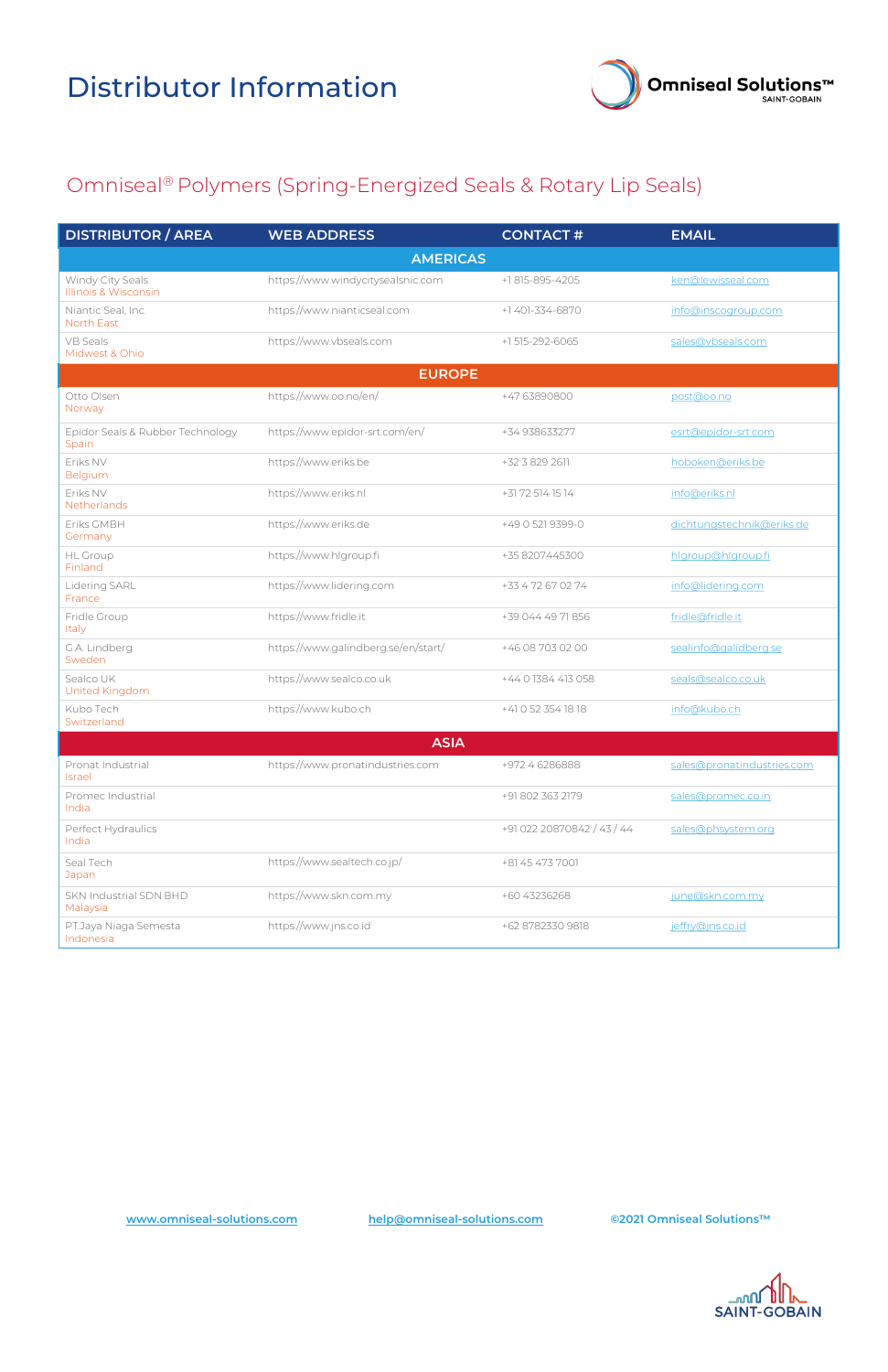# Distributor Information

## Omniseal® Polymers (Spring-Energized Seals & Rotary Lip Seals)

| DISTRIBUTOR / AREA | WEB ADDRESS | CONTACT # | EMAIL |
|---|---|---|---|
| **AMERICAS** | | | |
| Windy City Seals<br>Illinois & Wisconsin | https://www.windycitysealsnic.com | +1 815-895-4205 | ken@lewisseal.com |
| Niantic Seal, Inc.<br>North East | https://www.nianticseal.com | +1 401-334-6870 | info@inscogroup.com |
| VB Seals<br>Midwest & Ohio | https://www.vbseals.com | +1 515-292-6065 | sales@vbseals.com |
| **EUROPE** | | | |
| Otto Olsen<br>Norway | https://www.oo.no/en/ | +47 63890800 | post@oo.no |
| Epidor Seals & Rubber Technology<br>Spain | https://www.epidor-srt.com/en/ | +34 938633277 | esrt@epidor-srt.com |
| Eriks NV<br>Belgium | https://www.eriks.be | +32 3 829 2611 | hoboken@eriks.be |
| Eriks NV<br>Netherlands | https://www.eriks.nl | +31 72 514 15 14 | info@eriks.nl |
| Eriks GMBH<br>Germany | https://www.eriks.de | +49 0 521 9399-0 | dichtungstechnik@eriks.de |
| HL Group<br>Finland | https://www.hlgroup.fi | +35 8207445300 | hlgroup@hlgroup.fi |
| Lidering SARL<br>France | https://www.lidering.com | +33 4 72 67 02 74 | info@lidering.com |
| Fridle Group<br>Italy | https://www.fridle.it | +39 044 49 71 856 | fridle@fridle.it |
| G.A. Lindberg<br>Sweden | https://www.galindberg.se/en/start/ | +46 08 703 02 00 | sealinfo@galindberg.se |
| Sealco UK<br>United Kingdom | https://www.sealco.co.uk | +44 0 1384 413 058 | seals@sealco.co.uk |
| Kubo Tech<br>Switzerland | https://www.kubo.ch | +41 0 52 354 18 18 | info@kubo.ch |
| **ASIA** | | | |
| Pronat Industrial<br>Israel | https://www.pronatindustries.com | +972 4 6286888 | sales@pronatindustries.com |
| Promec Industrial<br>India | | +91 802 363 2179 | sales@promec.co.in |
| Perfect Hydraulics<br>India | | +91 022 20870842 / 43 / 44 | sales@phsystem.org |
| Seal Tech<br>Japan | https://www.sealtech.co.jp/ | +81 45 473 7001 | |
| SKN Industrial SDN.BHD<br>Malaysia | https://www.skn.com.my | +60 43236268 | june@skn.com.my |
| PT.Jaya Niaga Semesta<br>Indonesia | https://www.jns.co.id | +62 8782330 9818 | jeffry@jns.co.id |

www.omniseal-solutions.com help@omniseal-solutions.com ©2021 Omniseal Solutions™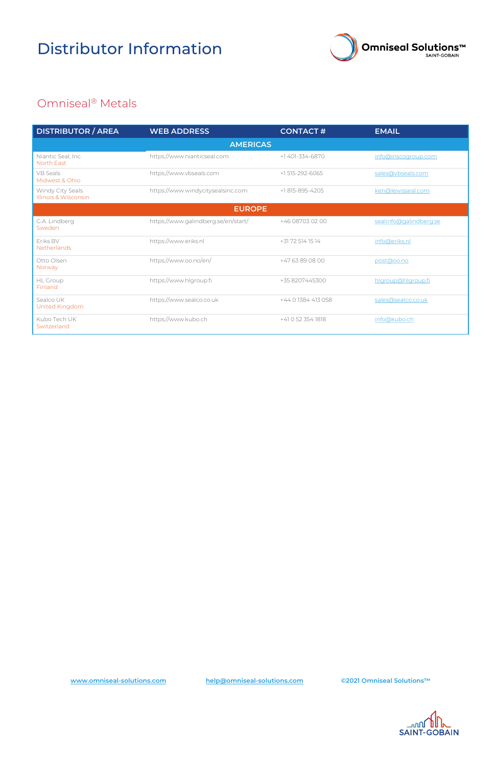# Distributor Information

## Omniseal® Metals

| DISTRIBUTOR / AREA | WEB ADDRESS | CONTACT # | EMAIL |
|---|---|---|---|
| **AMERICAS** | | | |
| Niantic Seal, Inc.<br>North East | https://www.nianticseal.com | +1 401-334-6870 | info@inscogroup.com |
| VB Seals<br>Midwest & Ohio | https://www.vbseals.com | +1 515-292-6065 | sales@vbseals.com |
| Windy City Seals<br>Illinois & Wisconsin | https://www.windycitysealsinc.com | +1 815-895-4205 | ken@lewisseal.com |
| **EUROPE** | | | |
| G.A. Lindberg<br>Sweden | https://www.galindberg.se/en/start/ | +46 08703 02 00 | sealinfo@galindberg.se |
| Eriks BV<br>Netherlands | https://www.eriks.nl | +31 72 514 15 14 | info@eriks.nl |
| Otto Olsen<br>Norway | https://www.oo.no/en/ | +47 63 89 08 00 | post@oo.no |
| HL Group<br>Finland | https://www.hlgroup.fi | +35 8207445300 | hlgroup@hlgroup.fi |
| Sealco UK<br>United Kingdom | https://www.sealco.co.uk | +44 0 1384 413 058 | sales@sealco.co.uk |
| Kubo Tech UK<br>Switzerland | https://www.kubo.ch | +41 0 52 354 1818 | info@kubo.ch |

www.omniseal-solutions.com    help@omniseal-solutions.com    ©2021 Omniseal Solutions™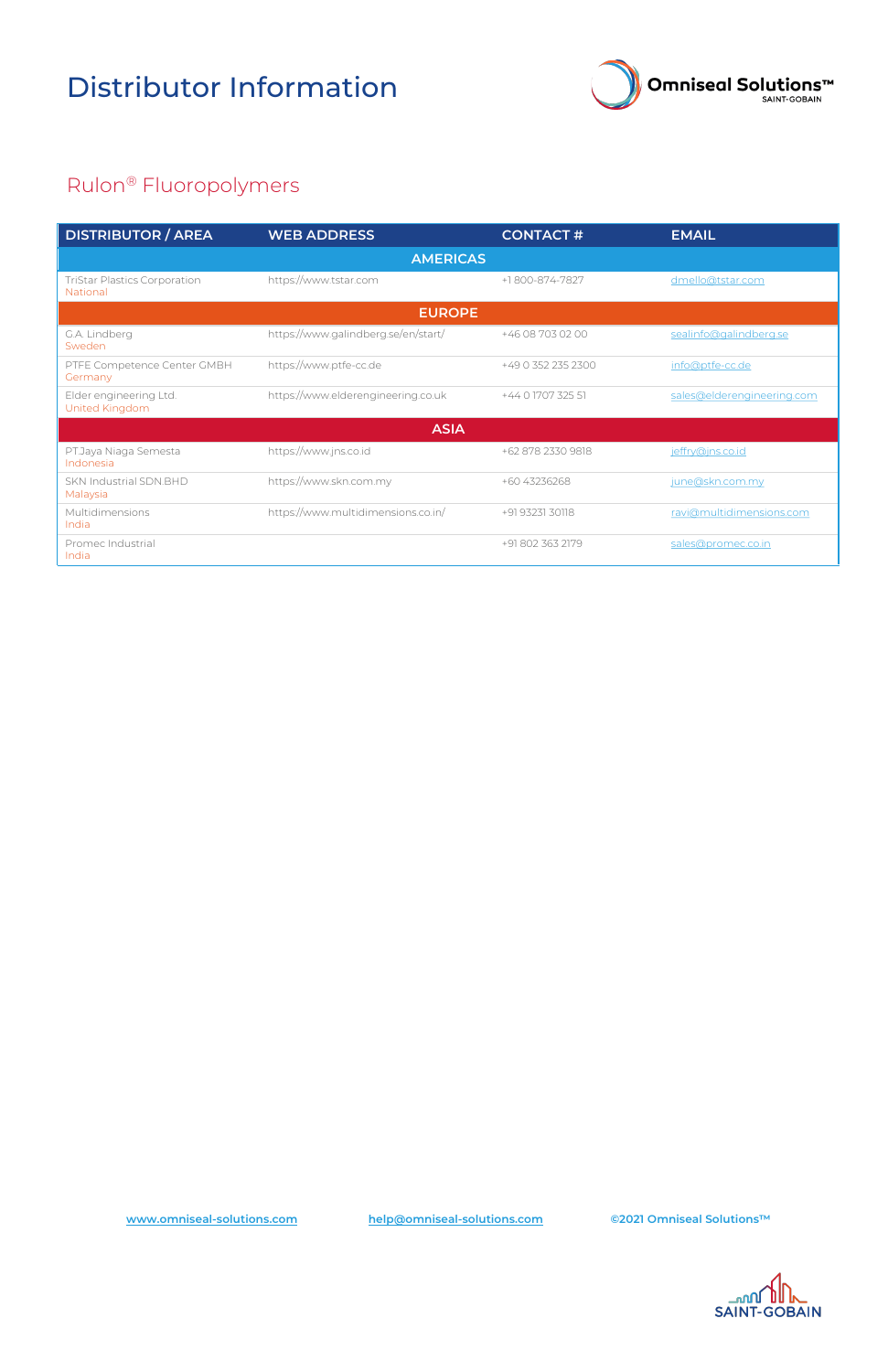# Distributor Information

Omniseal Solutions™ SAINT-GOBAIN

## Rulon® Fluoropolymers

| DISTRIBUTOR / AREA | WEB ADDRESS | CONTACT # | EMAIL |
|---|---|---|---|
| **AMERICAS** | | | |
| TriStar Plastics Corporation<br>National | https://www.tstar.com | +1 800-874-7827 | dmello@tstar.com |
| **EUROPE** | | | |
| G.A. Lindberg<br>Sweden | https://www.galindberg.se/en/start/ | +46 08 703 02 00 | sealinfo@galindberg.se |
| PTFE Competence Center GMBH<br>Germany | https://www.ptfe-cc.de | +49 0 352 235 2300 | info@ptfe-cc.de |
| Elder engineering Ltd.<br>United Kingdom | https://www.elderengineering.co.uk | +44 0 1707 325 51 | sales@elderengineering.com |
| **ASIA** | | | |
| PT.Jaya Niaga Semesta<br>Indonesia | https://www.jns.co.id | +62 878 2330 9818 | jeffry@jns.co.id |
| SKN Industrial SDN.BHD<br>Malaysia | https://www.skn.com.my | +60 43236268 | june@skn.com.my |
| Multidimensions<br>India | https://www.multidimensions.co.in/ | +91 93231 30118 | ravi@multidimensions.com |
| Promec Industrial<br>India | | +91 802 363 2179 | sales@promec.co.in |

www.omniseal-solutions.com | help@omniseal-solutions.com | ©2021 Omniseal Solutions™

SAINT-GOBAIN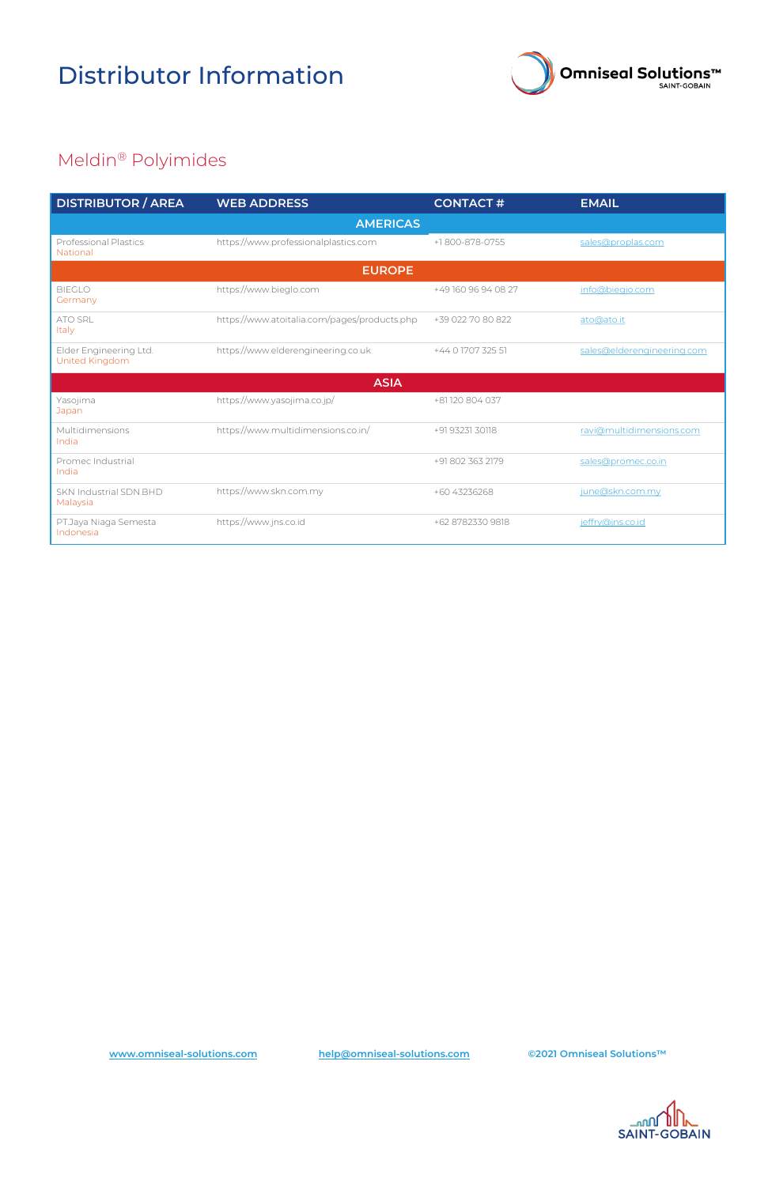# Distributor Information

Omniseal Solutions™ SAINT-GOBAIN

## Meldin® Polyimides

| DISTRIBUTOR / AREA | WEB ADDRESS | CONTACT # | EMAIL |
|---|---|---|---|
| **AMERICAS** | | | |
| Professional Plastics<br>National | https://www.professionalplastics.com | +1 800-878-0755 | sales@proplas.com |
| **EUROPE** | | | |
| BIEGLO<br>Germany | https://www.bieglo.com | +49 160 96 94 08 27 | info@bieglo.com |
| ATO SRL<br>Italy | https://www.atoitalia.com/pages/products.php | +39 022 70 80 822 | ato@ato.it |
| Elder Engineering Ltd.<br>United Kingdom | https://www.elderengineering.co.uk | +44 0 1707 325 51 | sales@elderengineering.com |
| **ASIA** | | | |
| Yasojima<br>Japan | https://www.yasojima.co.jp/ | +81 120 804 037 | |
| Multidimensions<br>India | https://www.multidimensions.co.in/ | +91 93231 30118 | ravi@multidimensions.com |
| Promec Industrial<br>India | | +91 802 363 2179 | sales@promec.co.in |
| SKN Industrial SDN.BHD<br>Malaysia | https://www.skn.com.my | +60 43236268 | june@skn.com.my |
| PT.Jaya Niaga Semesta<br>Indonesia | https://www.jns.co.id | +62 8782330 9818 | jeffry@jns.co.id |

www.omniseal-solutions.com help@omniseal-solutions.com ©2021 Omniseal Solutions™

SAINT-GOBAIN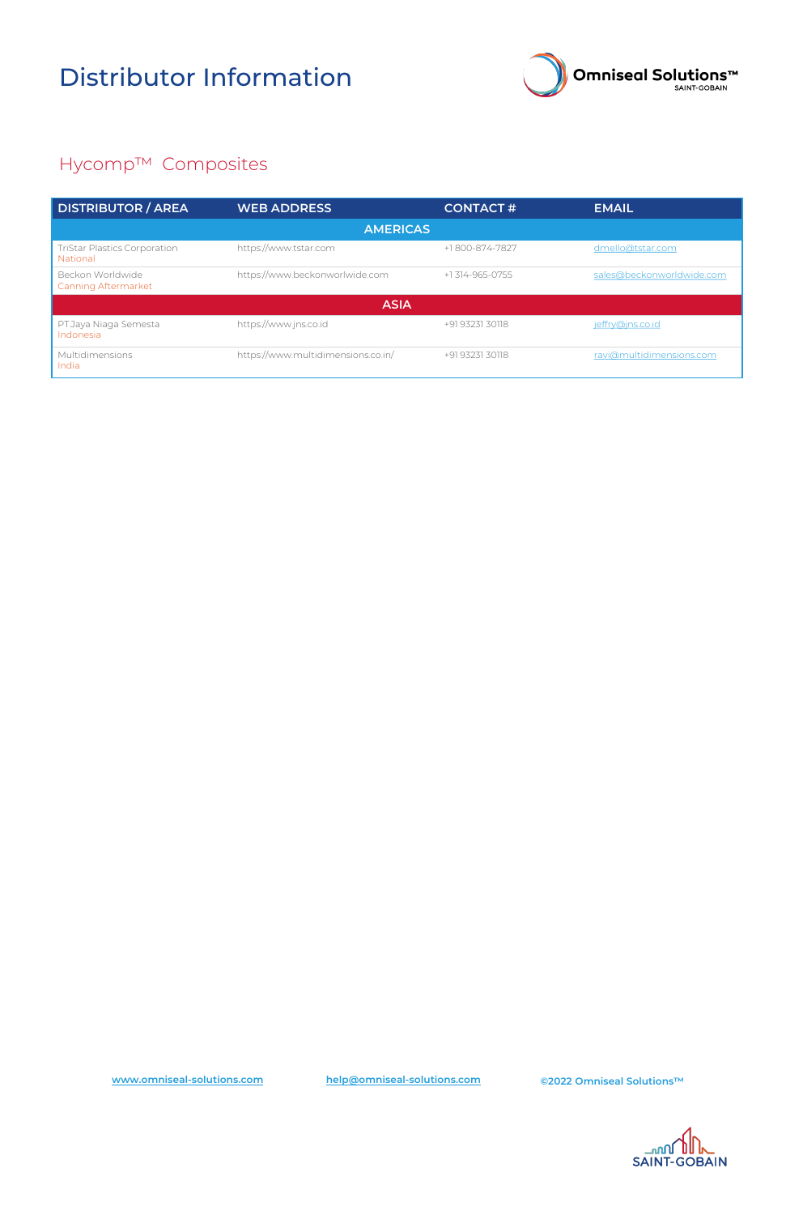# Distributor Information

## Hycomp™ Composites

| DISTRIBUTOR / AREA | WEB ADDRESS | CONTACT # | EMAIL |
|---|---|---|---|
| **AMERICAS** | | | |
| TriStar Plastics Corporation<br>National | https://www.tstar.com | +1 800-874-7827 | dmello@tstar.com |
| Beckon Worldwide<br>Canning Aftermarket | https://www.beckonworlwide.com | +1 314-965-0755 | sales@beckonworldwide.com |
| **ASIA** | | | |
| PT.Jaya Niaga Semesta<br>Indonesia | https://www.jns.co.id | +91 93231 30118 | jeffry@jns.co.id |
| Multidimensions<br>India | https://www.multidimensions.co.in/ | +91 93231 30118 | ravi@multidimensions.com |

www.omniseal-solutions.com help@omniseal-solutions.com ©2022 Omniseal Solutions™